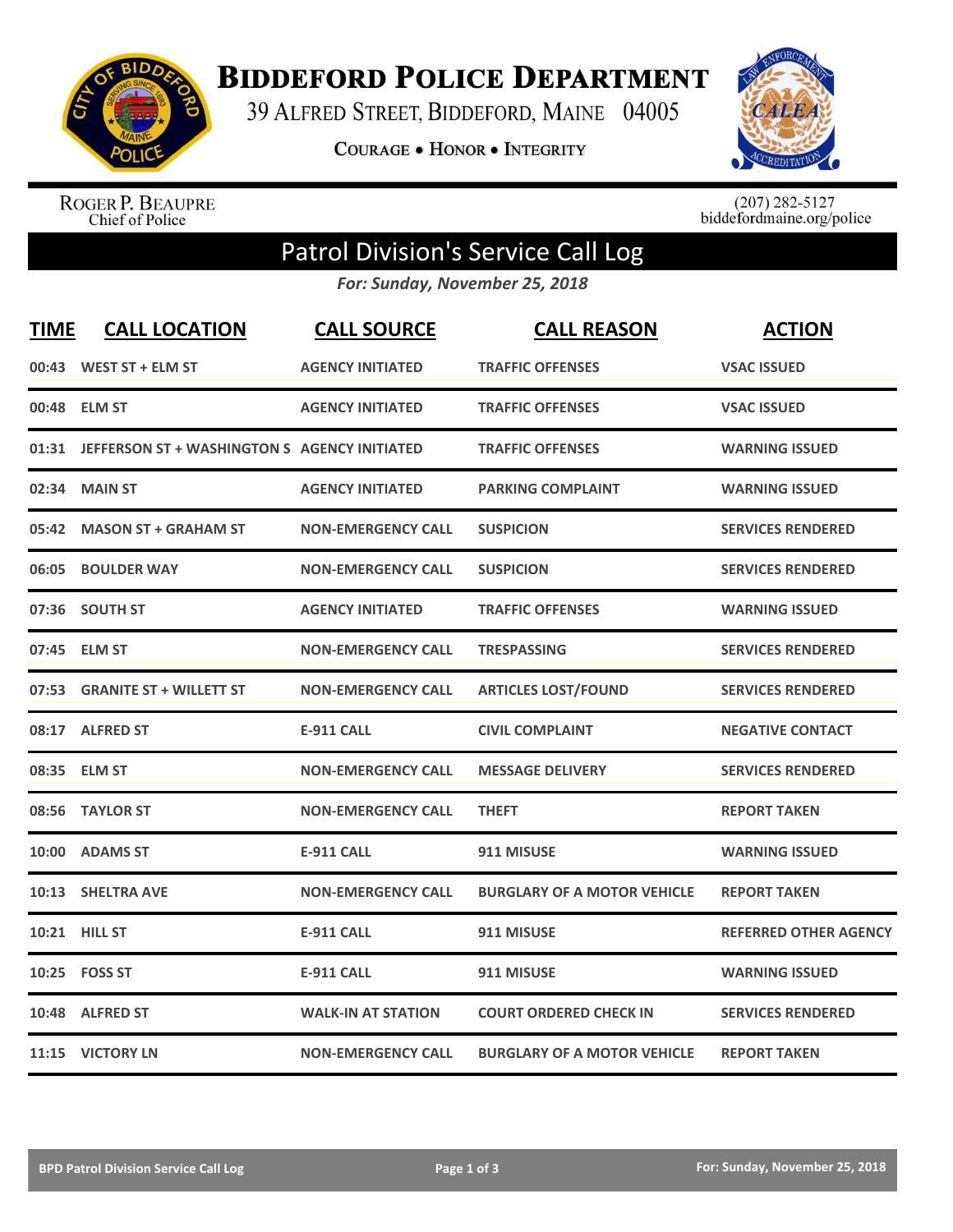# Biddeford Police Department

39 Alfred Street, Biddeford, Maine 04005

Courage • Honor • Integrity

Roger P. Beaupre
Chief of Police

(207) 282-5127
biddefordmaine.org/police

## Patrol Division's Service Call Log

***For: Sunday, November 25, 2018***

| TIME | CALL LOCATION | CALL SOURCE | CALL REASON | ACTION |
|---|---|---|---|---|
| 00:43 | WEST ST + ELM ST | AGENCY INITIATED | TRAFFIC OFFENSES | VSAC ISSUED |
| 00:48 | ELM ST | AGENCY INITIATED | TRAFFIC OFFENSES | VSAC ISSUED |
| 01:31 | JEFFERSON ST + WASHINGTON S | AGENCY INITIATED | TRAFFIC OFFENSES | WARNING ISSUED |
| 02:34 | MAIN ST | AGENCY INITIATED | PARKING COMPLAINT | WARNING ISSUED |
| 05:42 | MASON ST + GRAHAM ST | NON-EMERGENCY CALL | SUSPICION | SERVICES RENDERED |
| 06:05 | BOULDER WAY | NON-EMERGENCY CALL | SUSPICION | SERVICES RENDERED |
| 07:36 | SOUTH ST | AGENCY INITIATED | TRAFFIC OFFENSES | WARNING ISSUED |
| 07:45 | ELM ST | NON-EMERGENCY CALL | TRESPASSING | SERVICES RENDERED |
| 07:53 | GRANITE ST + WILLETT ST | NON-EMERGENCY CALL | ARTICLES LOST/FOUND | SERVICES RENDERED |
| 08:17 | ALFRED ST | E-911 CALL | CIVIL COMPLAINT | NEGATIVE CONTACT |
| 08:35 | ELM ST | NON-EMERGENCY CALL | MESSAGE DELIVERY | SERVICES RENDERED |
| 08:56 | TAYLOR ST | NON-EMERGENCY CALL | THEFT | REPORT TAKEN |
| 10:00 | ADAMS ST | E-911 CALL | 911 MISUSE | WARNING ISSUED |
| 10:13 | SHELTRA AVE | NON-EMERGENCY CALL | BURGLARY OF A MOTOR VEHICLE | REPORT TAKEN |
| 10:21 | HILL ST | E-911 CALL | 911 MISUSE | REFERRED OTHER AGENCY |
| 10:25 | FOSS ST | E-911 CALL | 911 MISUSE | WARNING ISSUED |
| 10:48 | ALFRED ST | WALK-IN AT STATION | COURT ORDERED CHECK IN | SERVICES RENDERED |
| 11:15 | VICTORY LN | NON-EMERGENCY CALL | BURGLARY OF A MOTOR VEHICLE | REPORT TAKEN |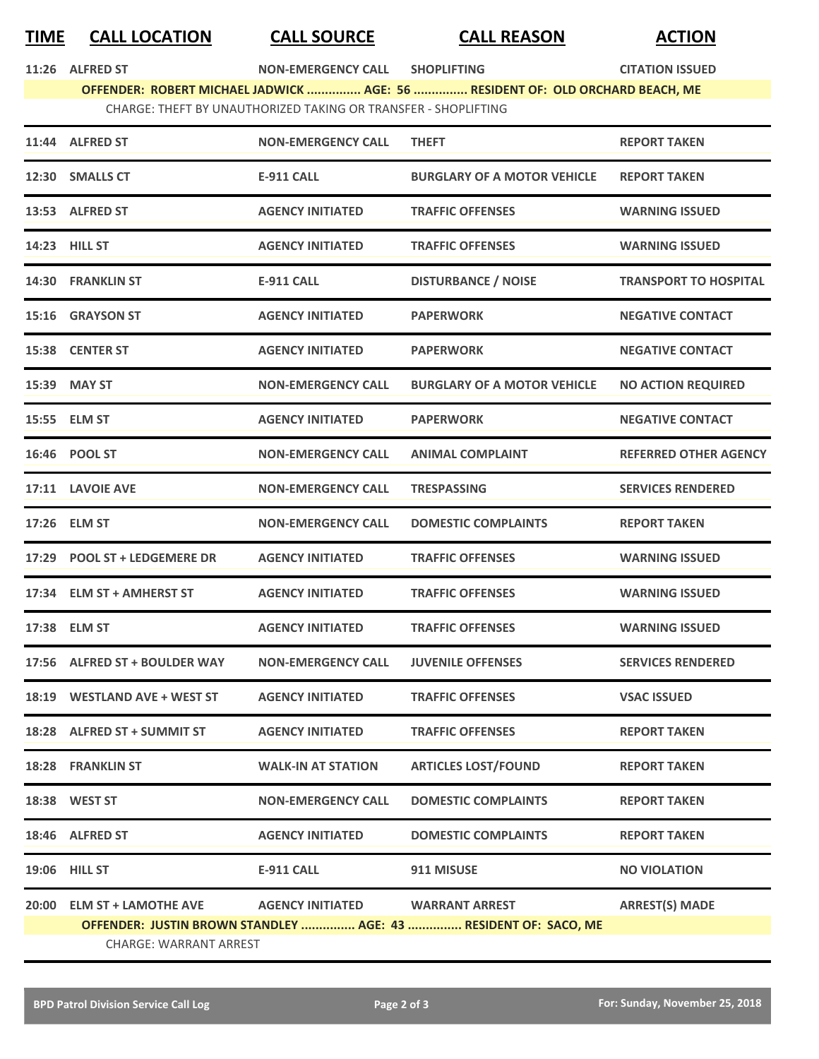| TIME | CALL LOCATION | CALL SOURCE | CALL REASON | ACTION |
|---|---|---|---|---|
| 11:26 | ALFRED ST | NON-EMERGENCY CALL | SHOPLIFTING | CITATION ISSUED |
| | **OFFENDER: ROBERT MICHAEL JADWICK ............... AGE: 56 ............... RESIDENT OF: OLD ORCHARD BEACH, ME** | | | |
| | CHARGE: THEFT BY UNAUTHORIZED TAKING OR TRANSFER - SHOPLIFTING | | | |
| 11:44 | ALFRED ST | NON-EMERGENCY CALL | THEFT | REPORT TAKEN |
| 12:30 | SMALLS CT | E-911 CALL | BURGLARY OF A MOTOR VEHICLE | REPORT TAKEN |
| 13:53 | ALFRED ST | AGENCY INITIATED | TRAFFIC OFFENSES | WARNING ISSUED |
| 14:23 | HILL ST | AGENCY INITIATED | TRAFFIC OFFENSES | WARNING ISSUED |
| 14:30 | FRANKLIN ST | E-911 CALL | DISTURBANCE / NOISE | TRANSPORT TO HOSPITAL |
| 15:16 | GRAYSON ST | AGENCY INITIATED | PAPERWORK | NEGATIVE CONTACT |
| 15:38 | CENTER ST | AGENCY INITIATED | PAPERWORK | NEGATIVE CONTACT |
| 15:39 | MAY ST | NON-EMERGENCY CALL | BURGLARY OF A MOTOR VEHICLE | NO ACTION REQUIRED |
| 15:55 | ELM ST | AGENCY INITIATED | PAPERWORK | NEGATIVE CONTACT |
| 16:46 | POOL ST | NON-EMERGENCY CALL | ANIMAL COMPLAINT | REFERRED OTHER AGENCY |
| 17:11 | LAVOIE AVE | NON-EMERGENCY CALL | TRESPASSING | SERVICES RENDERED |
| 17:26 | ELM ST | NON-EMERGENCY CALL | DOMESTIC COMPLAINTS | REPORT TAKEN |
| 17:29 | POOL ST + LEDGEMERE DR | AGENCY INITIATED | TRAFFIC OFFENSES | WARNING ISSUED |
| 17:34 | ELM ST + AMHERST ST | AGENCY INITIATED | TRAFFIC OFFENSES | WARNING ISSUED |
| 17:38 | ELM ST | AGENCY INITIATED | TRAFFIC OFFENSES | WARNING ISSUED |
| 17:56 | ALFRED ST + BOULDER WAY | NON-EMERGENCY CALL | JUVENILE OFFENSES | SERVICES RENDERED |
| 18:19 | WESTLAND AVE + WEST ST | AGENCY INITIATED | TRAFFIC OFFENSES | VSAC ISSUED |
| 18:28 | ALFRED ST + SUMMIT ST | AGENCY INITIATED | TRAFFIC OFFENSES | REPORT TAKEN |
| 18:28 | FRANKLIN ST | WALK-IN AT STATION | ARTICLES LOST/FOUND | REPORT TAKEN |
| 18:38 | WEST ST | NON-EMERGENCY CALL | DOMESTIC COMPLAINTS | REPORT TAKEN |
| 18:46 | ALFRED ST | AGENCY INITIATED | DOMESTIC COMPLAINTS | REPORT TAKEN |
| 19:06 | HILL ST | E-911 CALL | 911 MISUSE | NO VIOLATION |
| 20:00 | ELM ST + LAMOTHE AVE | AGENCY INITIATED | WARRANT ARREST | ARREST(S) MADE |
| | **OFFENDER: JUSTIN BROWN STANDLEY ............... AGE: 43 ............... RESIDENT OF: SACO, ME** | | | |
| | CHARGE: WARRANT ARREST | | | |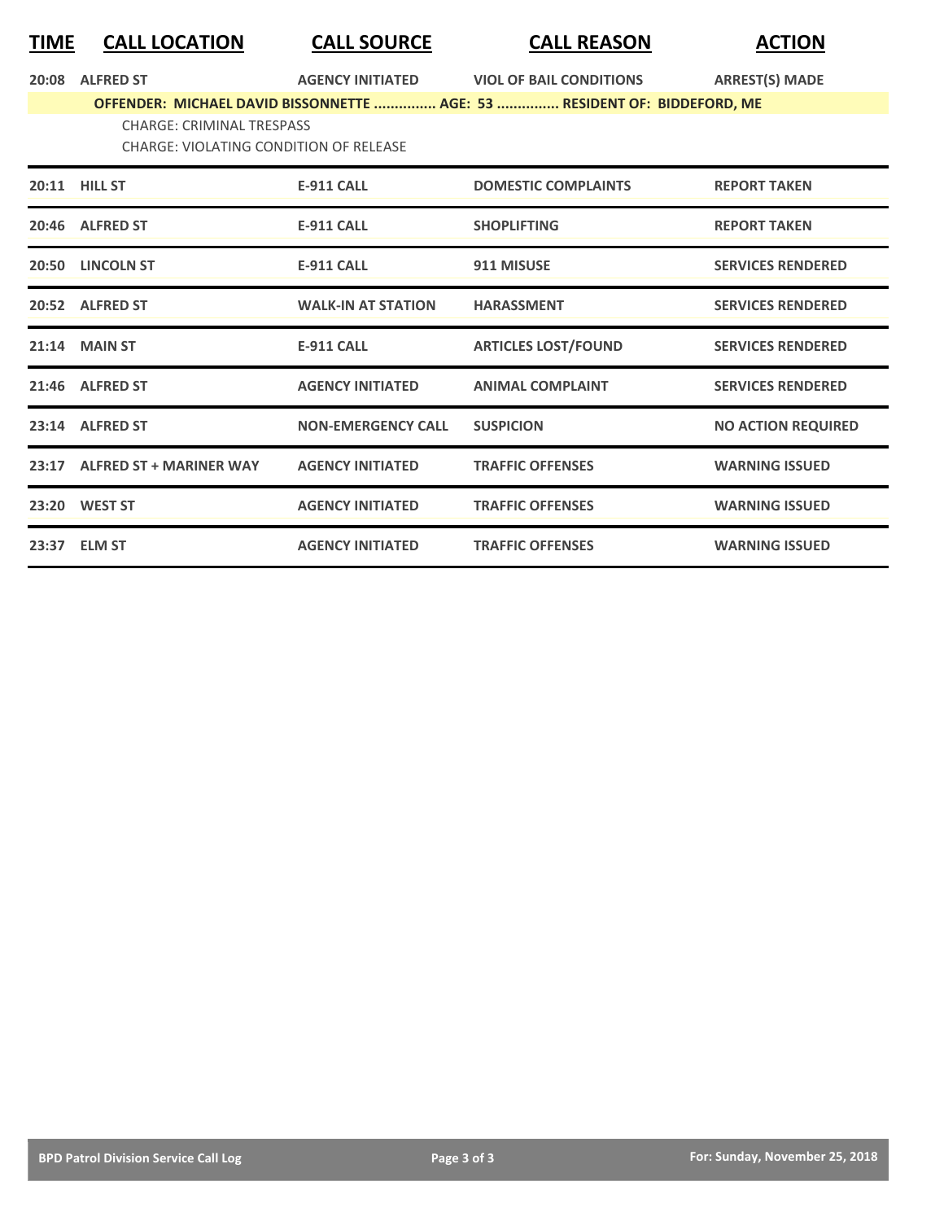| TIME | CALL LOCATION | CALL SOURCE | CALL REASON | ACTION |
|---|---|---|---|---|
| 20:08 | ALFRED ST | AGENCY INITIATED | VIOL OF BAIL CONDITIONS | ARREST(S) MADE |
| | OFFENDER: MICHAEL DAVID BISSONNETTE ............... AGE: 53 ............... RESIDENT OF: BIDDEFORD, ME | | | |
| | CHARGE: CRIMINAL TRESPASS | | | |
| | CHARGE: VIOLATING CONDITION OF RELEASE | | | |
| 20:11 | HILL ST | E-911 CALL | DOMESTIC COMPLAINTS | REPORT TAKEN |
| 20:46 | ALFRED ST | E-911 CALL | SHOPLIFTING | REPORT TAKEN |
| 20:50 | LINCOLN ST | E-911 CALL | 911 MISUSE | SERVICES RENDERED |
| 20:52 | ALFRED ST | WALK-IN AT STATION | HARASSMENT | SERVICES RENDERED |
| 21:14 | MAIN ST | E-911 CALL | ARTICLES LOST/FOUND | SERVICES RENDERED |
| 21:46 | ALFRED ST | AGENCY INITIATED | ANIMAL COMPLAINT | SERVICES RENDERED |
| 23:14 | ALFRED ST | NON-EMERGENCY CALL | SUSPICION | NO ACTION REQUIRED |
| 23:17 | ALFRED ST + MARINER WAY | AGENCY INITIATED | TRAFFIC OFFENSES | WARNING ISSUED |
| 23:20 | WEST ST | AGENCY INITIATED | TRAFFIC OFFENSES | WARNING ISSUED |
| 23:37 | ELM ST | AGENCY INITIATED | TRAFFIC OFFENSES | WARNING ISSUED |

BPD Patrol Division Service Call Log

For: Sunday, November 25, 2018